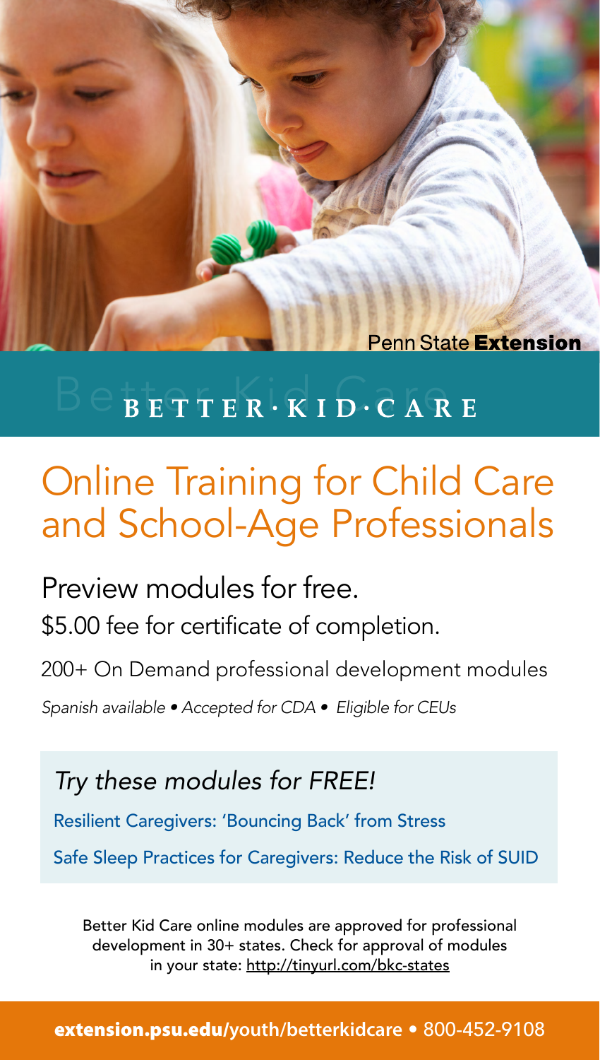Penn State **Extension**

# BETTER·KID·CARE

## Online Training for Child Care and School-Age Professionals

### Preview modules for free.

$5.00 fee for certificate of completion.

200+ On Demand professional development modules

*Spanish available • Accepted for CDA • Eligible for CEUs*

### *Try these modules for FREE!*

Resilient Caregivers: 'Bouncing Back' from Stress

Safe Sleep Practices for Caregivers: Reduce the Risk of SUID

Better Kid Care online modules are approved for professional development in 30+ states. Check for approval of modules in your state: http://tinyurl.com/bkc-states

**extension.psu.edu**/youth/betterkidcare • 800-452-9108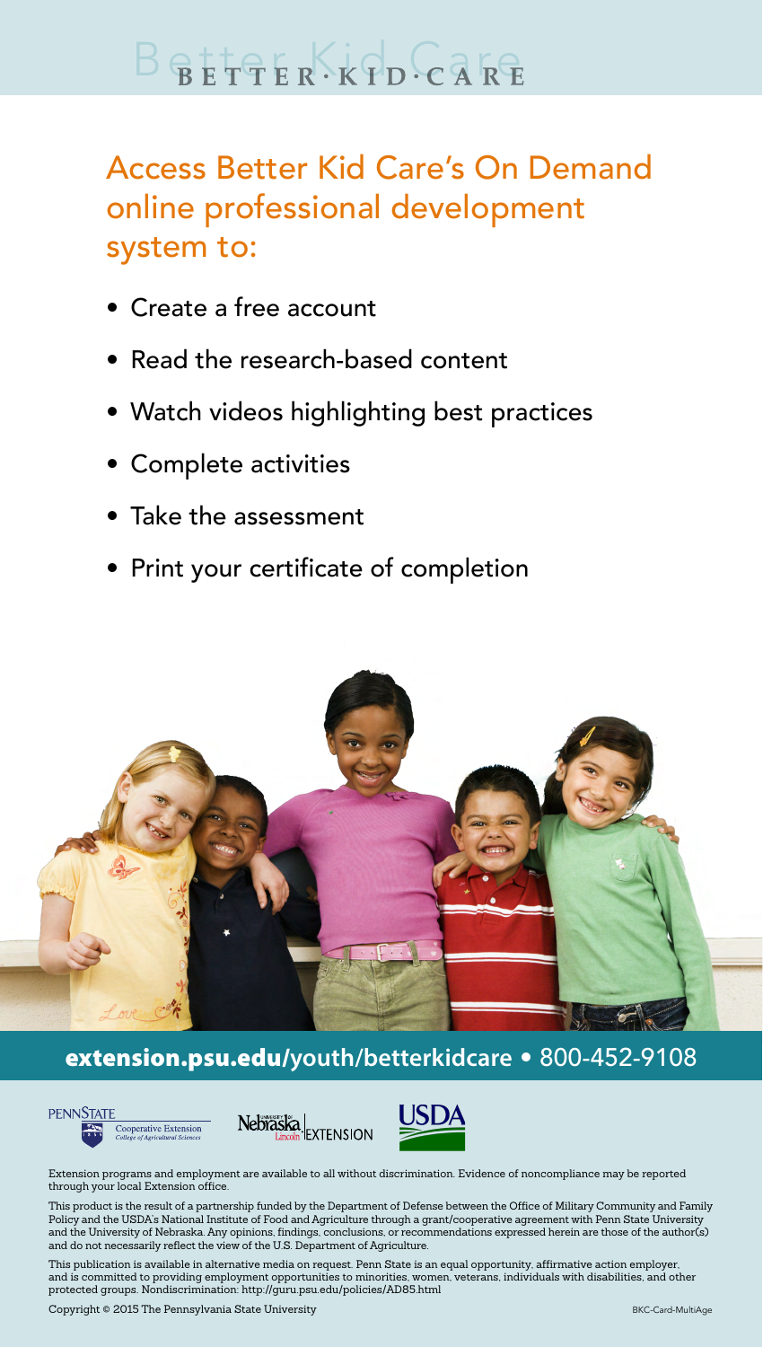BETTER·KID·CARE

## Access Better Kid Care's On Demand online professional development system to:

- Create a free account
- Read the research-based content
- Watch videos highlighting best practices
- Complete activities
- Take the assessment
- Print your certificate of completion

**extension.psu.edu/youth/betterkidcare** • 800-452-9108

PENNSTATE Cooperative Extension College of Agricultural Sciences

Nebraska Lincoln EXTENSION

USDA

Extension programs and employment are available to all without discrimination. Evidence of noncompliance may be reported through your local Extension office.

This product is the result of a partnership funded by the Department of Defense between the Office of Military Community and Family Policy and the USDA's National Institute of Food and Agriculture through a grant/cooperative agreement with Penn State University and the University of Nebraska. Any opinions, findings, conclusions, or recommendations expressed herein are those of the author(s) and do not necessarily reflect the view of the U.S. Department of Agriculture.

This publication is available in alternative media on request. Penn State is an equal opportunity, affirmative action employer, and is committed to providing employment opportunities to minorities, women, veterans, individuals with disabilities, and other protected groups. Nondiscrimination: http://guru.psu.edu/policies/AD85.html

Copyright © 2015 The Pennsylvania State University

BKC-Card-MultiAge